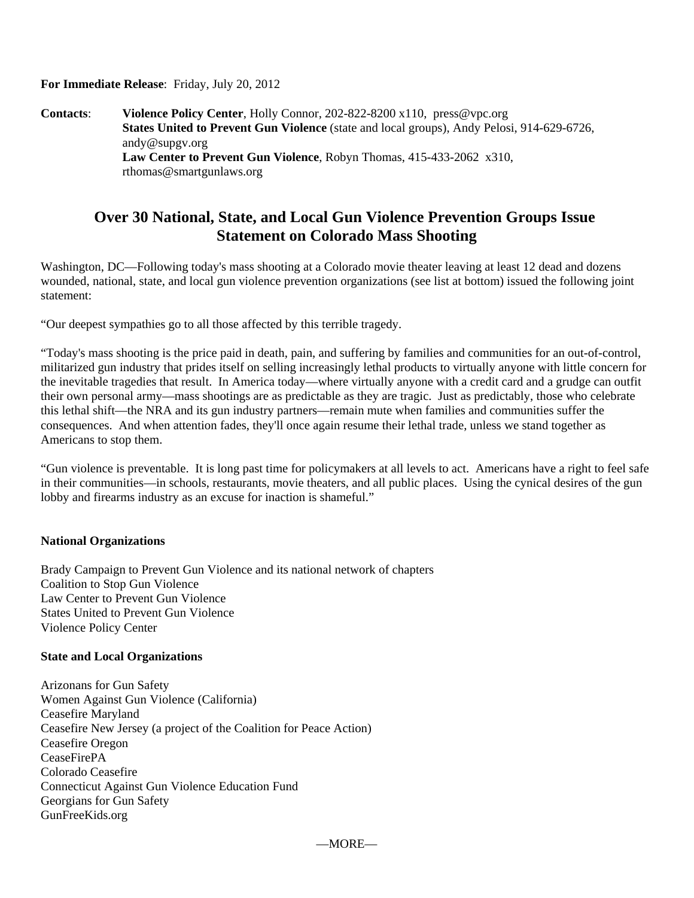**For Immediate Release**: Friday, July 20, 2012

**Contacts**: **Violence Policy Center**, Holly Connor, 202-822-8200 x110, press@vpc.org
**States United to Prevent Gun Violence** (state and local groups), Andy Pelosi, 914-629-6726, andy@supgv.org
**Law Center to Prevent Gun Violence**, Robyn Thomas, 415-433-2062 x310, rthomas@smartgunlaws.org

# Over 30 National, State, and Local Gun Violence Prevention Groups Issue Statement on Colorado Mass Shooting

Washington, DC—Following today's mass shooting at a Colorado movie theater leaving at least 12 dead and dozens wounded, national, state, and local gun violence prevention organizations (see list at bottom) issued the following joint statement:

"Our deepest sympathies go to all those affected by this terrible tragedy.

"Today's mass shooting is the price paid in death, pain, and suffering by families and communities for an out-of-control, militarized gun industry that prides itself on selling increasingly lethal products to virtually anyone with little concern for the inevitable tragedies that result. In America today—where virtually anyone with a credit card and a grudge can outfit their own personal army—mass shootings are as predictable as they are tragic. Just as predictably, those who celebrate this lethal shift—the NRA and its gun industry partners—remain mute when families and communities suffer the consequences. And when attention fades, they'll once again resume their lethal trade, unless we stand together as Americans to stop them.

"Gun violence is preventable. It is long past time for policymakers at all levels to act. Americans have a right to feel safe in their communities—in schools, restaurants, movie theaters, and all public places. Using the cynical desires of the gun lobby and firearms industry as an excuse for inaction is shameful."

**National Organizations**

Brady Campaign to Prevent Gun Violence and its national network of chapters
Coalition to Stop Gun Violence
Law Center to Prevent Gun Violence
States United to Prevent Gun Violence
Violence Policy Center

**State and Local Organizations**

Arizonans for Gun Safety
Women Against Gun Violence (California)
Ceasefire Maryland
Ceasefire New Jersey (a project of the Coalition for Peace Action)
Ceasefire Oregon
CeaseFirePA
Colorado Ceasefire
Connecticut Against Gun Violence Education Fund
Georgians for Gun Safety
GunFreeKids.org

—MORE—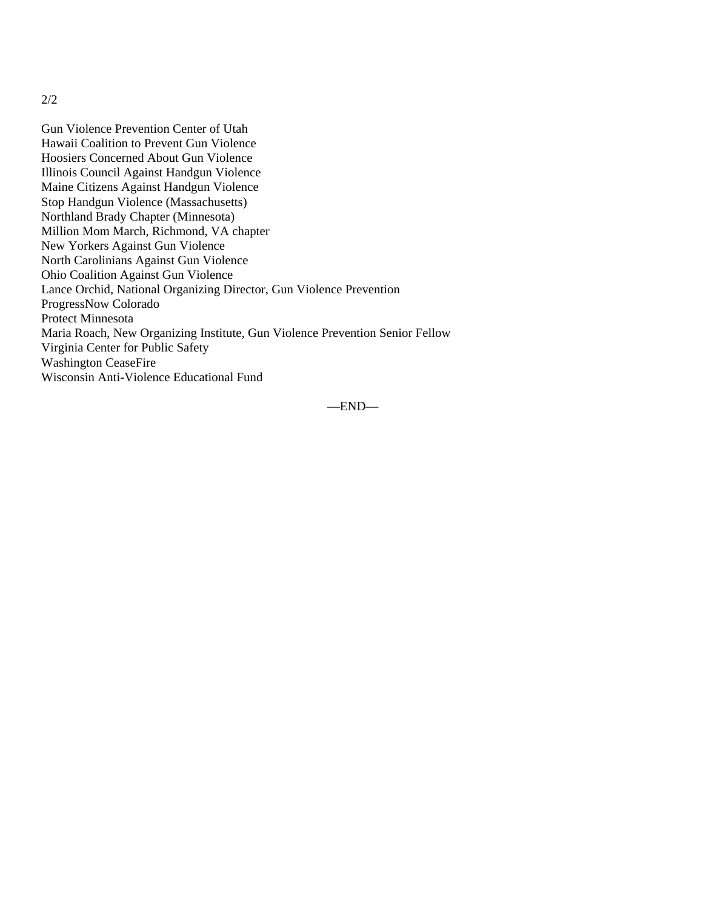Gun Violence Prevention Center of Utah
Hawaii Coalition to Prevent Gun Violence
Hoosiers Concerned About Gun Violence
Illinois Council Against Handgun Violence
Maine Citizens Against Handgun Violence
Stop Handgun Violence (Massachusetts)
Northland Brady Chapter (Minnesota)
Million Mom March, Richmond, VA chapter
New Yorkers Against Gun Violence
North Carolinians Against Gun Violence
Ohio Coalition Against Gun Violence
Lance Orchid, National Organizing Director, Gun Violence Prevention
ProgressNow Colorado
Protect Minnesota
Maria Roach, New Organizing Institute, Gun Violence Prevention Senior Fellow
Virginia Center for Public Safety
Washington CeaseFire
Wisconsin Anti-Violence Educational Fund

—END—